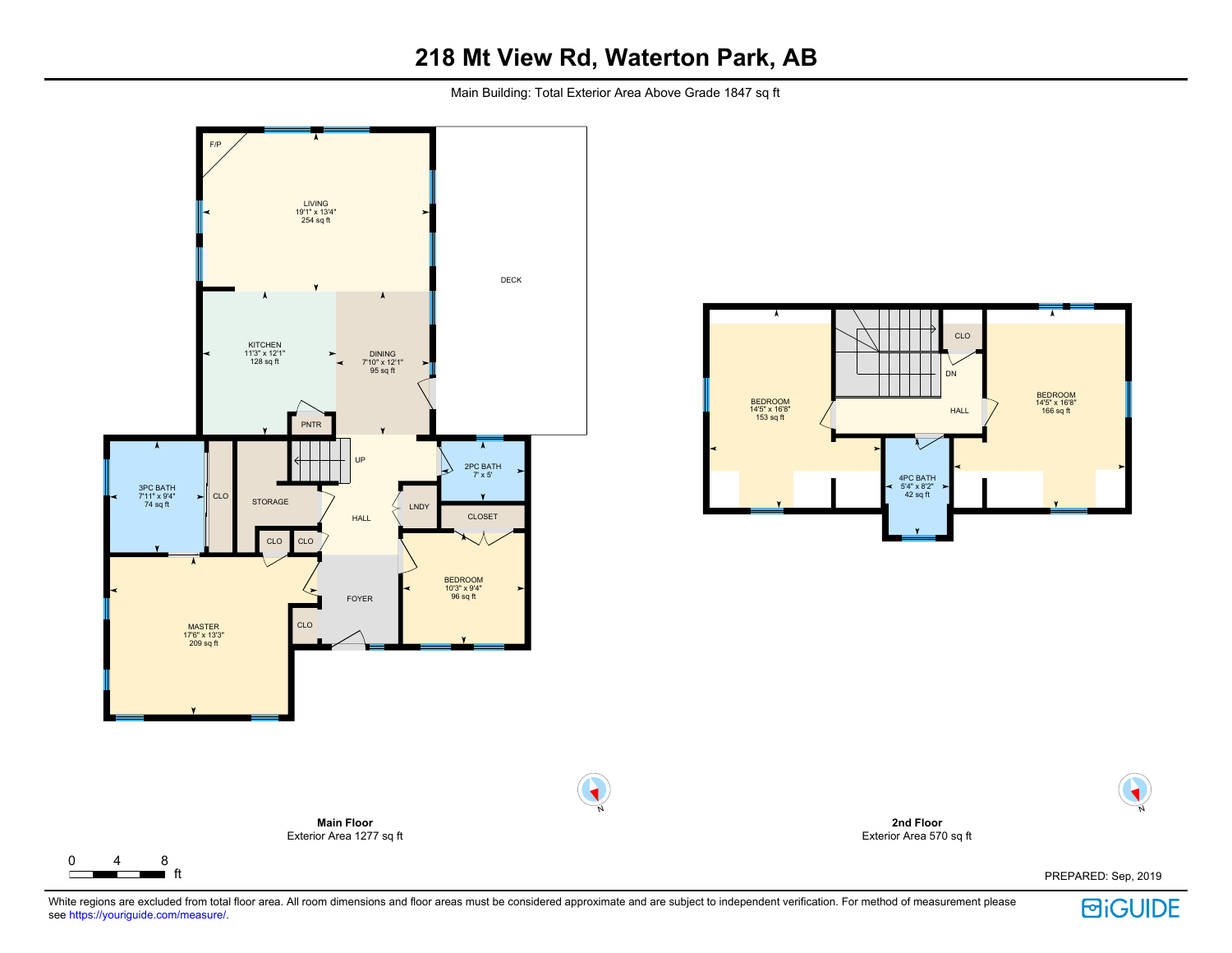# 218 Mt View Rd, Waterton Park, AB

Main Building: Total Exterior Area Above Grade 1847 sq ft

F/P

LIVING
19'1" x 13'4"
254 sq ft

DECK

KITCHEN
11'3" x 12'1"
128 sq ft

DINING
7'10" x 12'1"
95 sq ft

PNTR

UP

3PC BATH
7'11" x 9'4"
74 sq ft

CLO

STORAGE

HALL

LNDY

2PC BATH
7' x 5'

CLOSET

CLO

CLO

MASTER
17'6" x 13'3"
209 sq ft

CLO

FOYER

BEDROOM
10'3" x 9'4"
96 sq ft

**Main Floor**
Exterior Area 1277 sq ft

CLO

DN

HALL

BEDROOM
14'5" x 16'8"
153 sq ft

BEDROOM
14'5" x 16'8"
166 sq ft

4PC BATH
5'4" x 8'2"
42 sq ft

**2nd Floor**
Exterior Area 570 sq ft

N

0 4 8 ft

PREPARED: Sep, 2019

White regions are excluded from total floor area. All room dimensions and floor areas must be considered approximate and are subject to independent verification. For method of measurement please see https://youriguide.com/measure/.

iGUIDE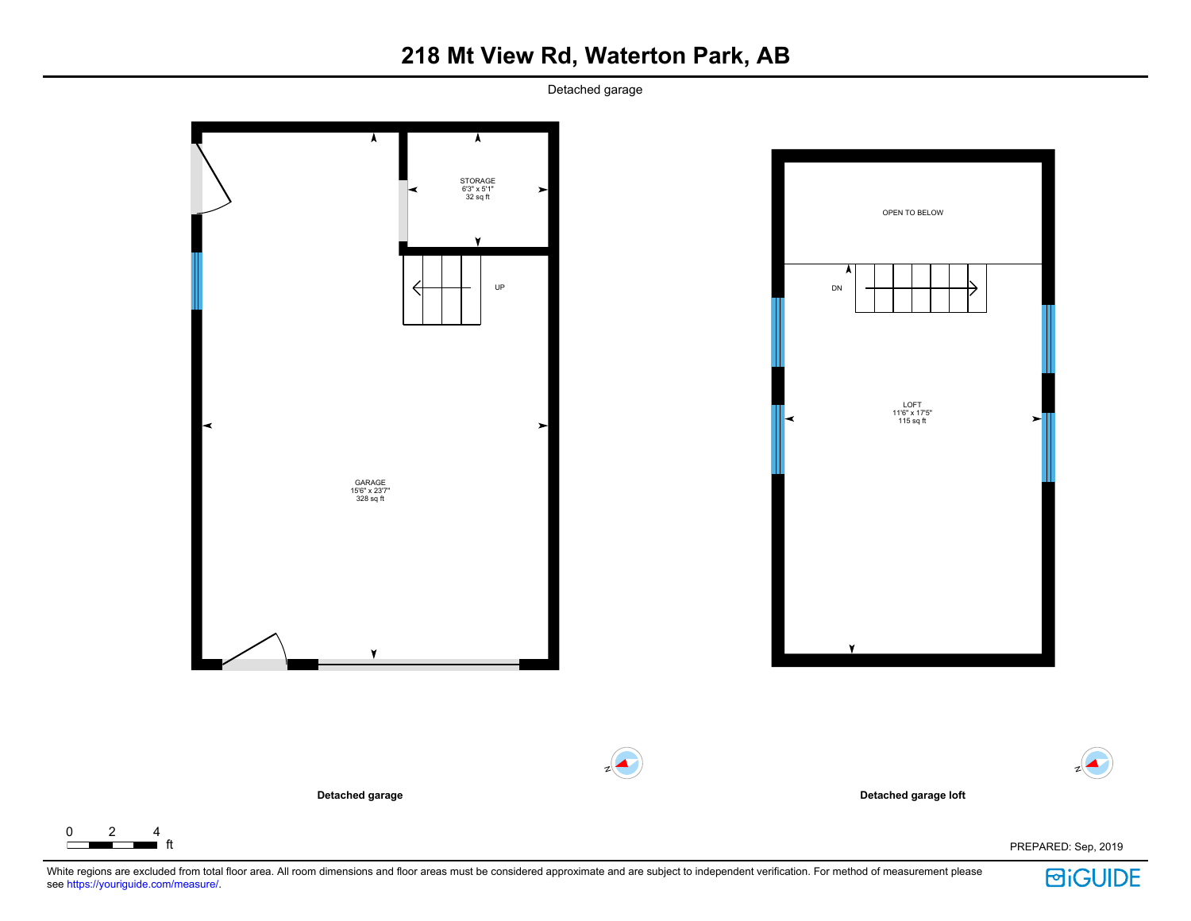# 218 Mt View Rd, Waterton Park, AB

Detached garage

STORAGE
6'3" x 5'1"
32 sq ft

UP

GARAGE
15'6" x 23'7"
328 sq ft

OPEN TO BELOW

DN

LOFT
11'6" x 17'5"
115 sq ft

**Detached garage**

**Detached garage loft**

0 2 4 ft

PREPARED: Sep, 2019

White regions are excluded from total floor area. All room dimensions and floor areas must be considered approximate and are subject to independent verification. For method of measurement please see https://youriguide.com/measure/.

iGUIDE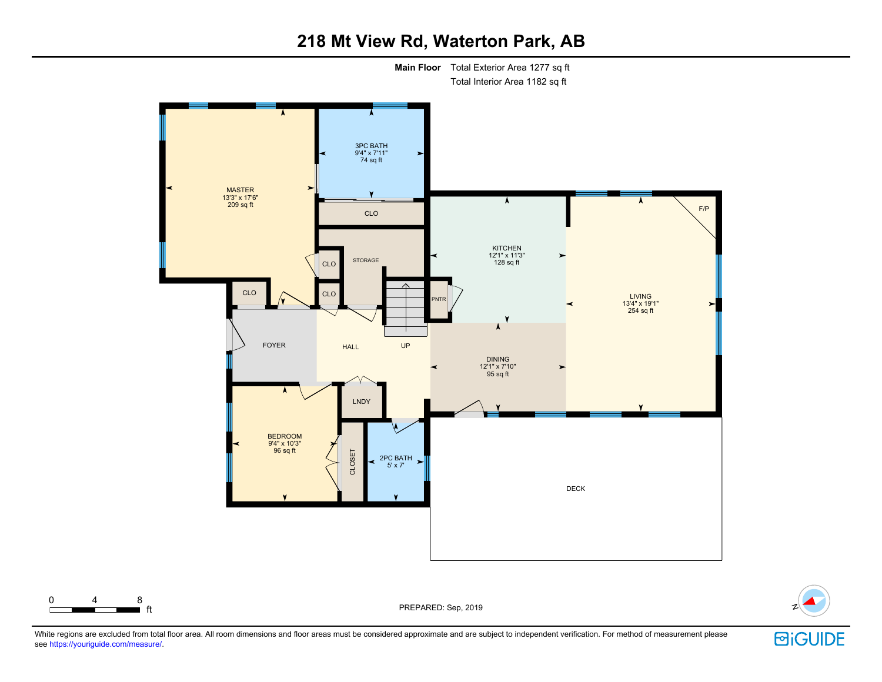# 218 Mt View Rd, Waterton Park, AB

**Main Floor** Total Exterior Area 1277 sq ft
Total Interior Area 1182 sq ft

MASTER
13'3" x 17'6"
209 sq ft

3PC BATH
9'4" x 7'11"
74 sq ft

CLO

CLO

STORAGE

CLO

CLO

KITCHEN
12'1" x 11'3"
128 sq ft

F/P

LIVING
13'4" x 19'1"
254 sq ft

PNTR

FOYER

HALL

UP

DINING
12'1" x 7'10"
95 sq ft

LNDY

BEDROOM
9'4" x 10'3"
96 sq ft

CLOSET

2PC BATH
5' x 7'

DECK

0 4 8 ft

PREPARED: Sep, 2019

White regions are excluded from total floor area. All room dimensions and floor areas must be considered approximate and are subject to independent verification. For method of measurement please see https://youriguide.com/measure/.

iGUIDE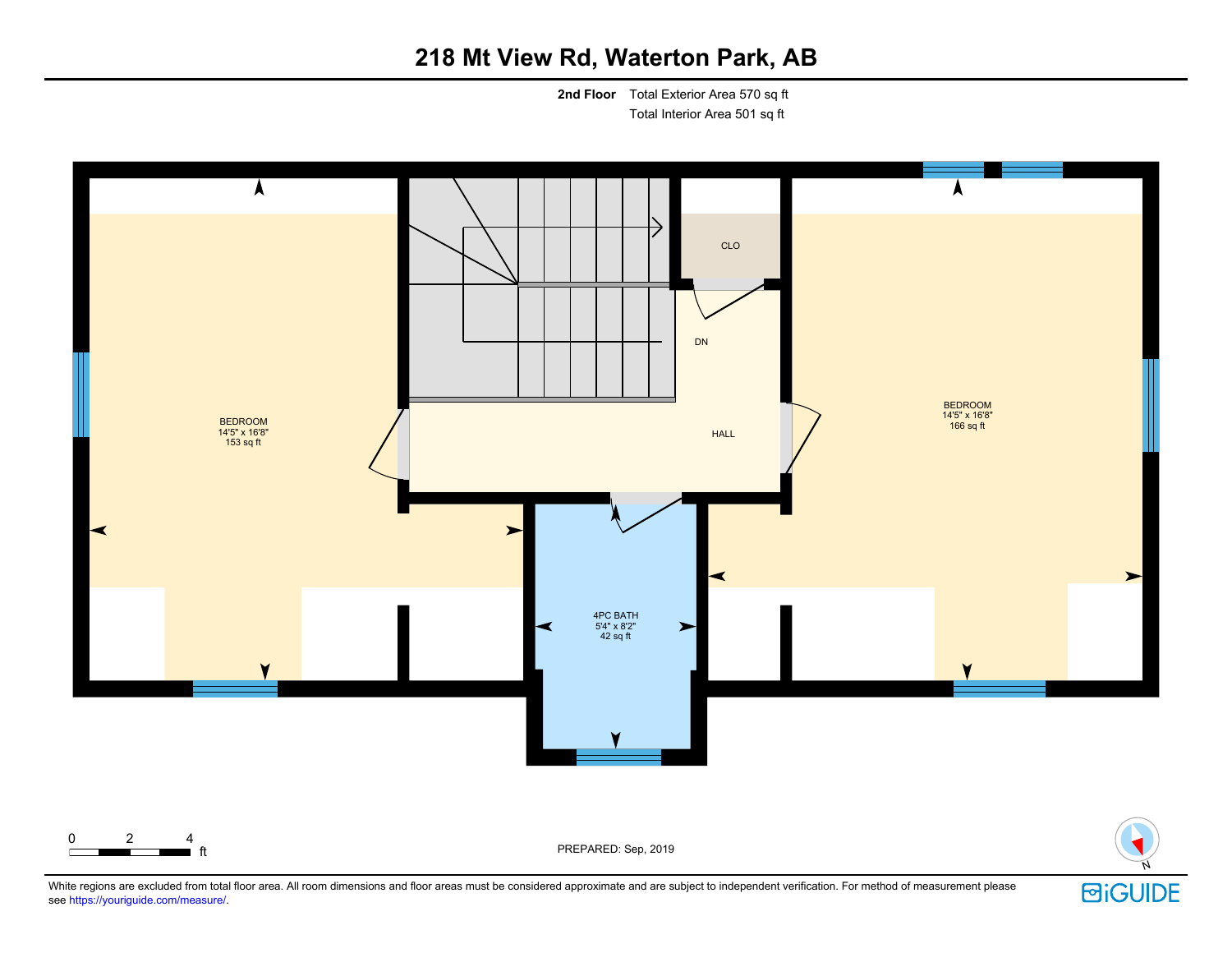# 218 Mt View Rd, Waterton Park, AB

**2nd Floor** Total Exterior Area 570 sq ft
Total Interior Area 501 sq ft

BEDROOM
14'5" x 16'8"
153 sq ft

CLO

DN

HALL

BEDROOM
14'5" x 16'8"
166 sq ft

4PC BATH
5'4" x 8'2"
42 sq ft

0 2 4 ft

PREPARED: Sep, 2019

N

White regions are excluded from total floor area. All room dimensions and floor areas must be considered approximate and are subject to independent verification. For method of measurement please see https://youriguide.com/measure/.

iGUIDE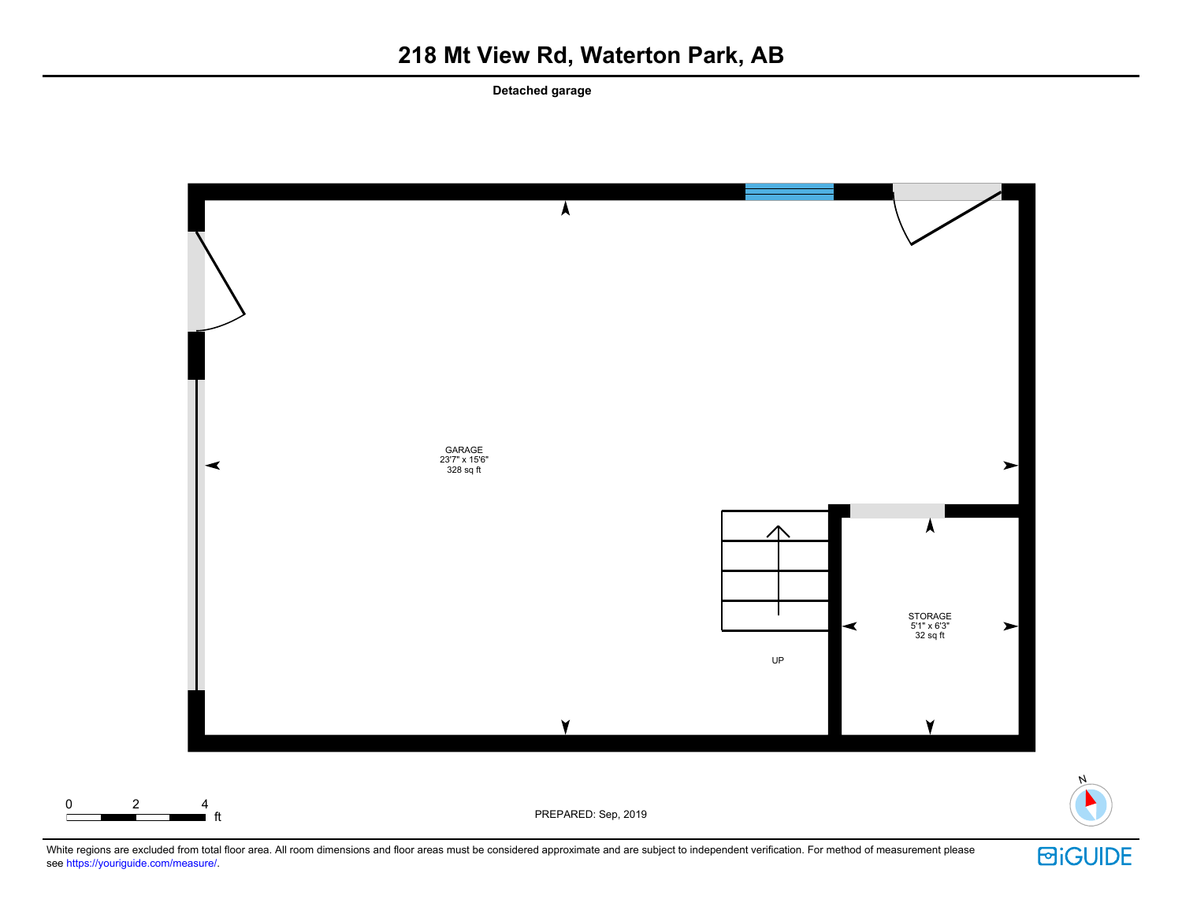# 218 Mt View Rd, Waterton Park, AB

**Detached garage**

GARAGE
23'7" x 15'6"
328 sq ft

STORAGE
5'1" x 6'3"
32 sq ft

UP

0 2 4 ft

PREPARED: Sep, 2019

N

White regions are excluded from total floor area. All room dimensions and floor areas must be considered approximate and are subject to independent verification. For method of measurement please see https://youriguide.com/measure/.

iGUIDE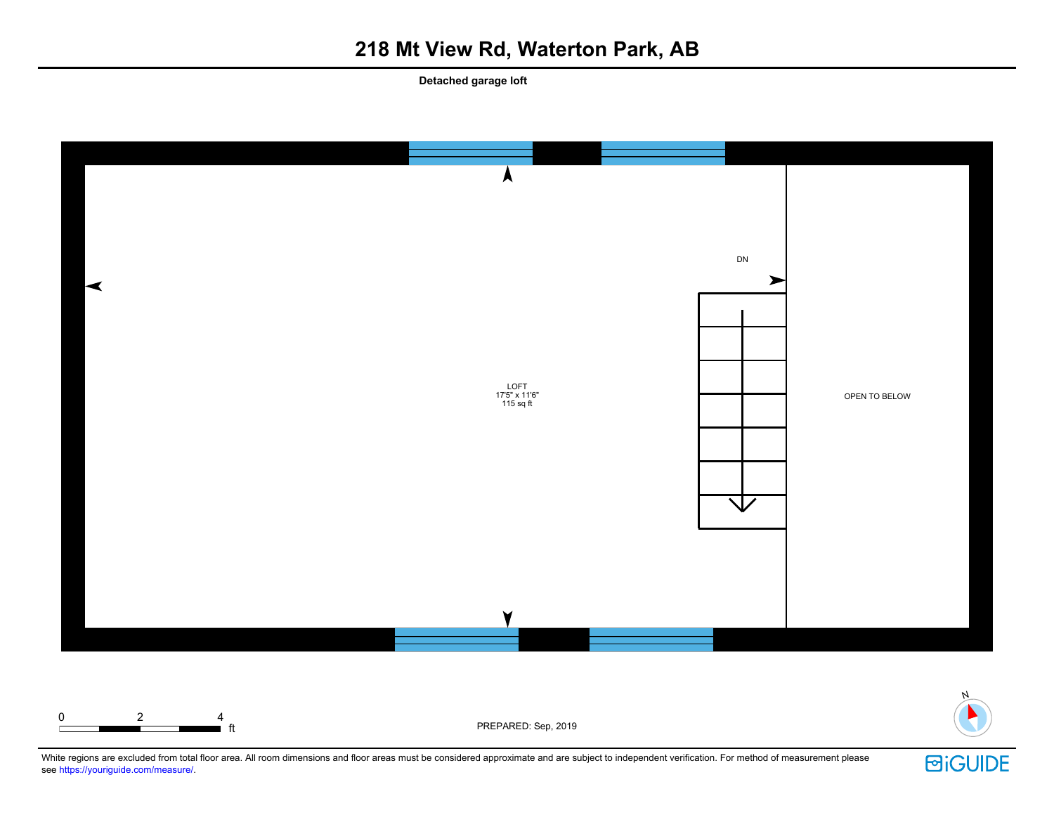# 218 Mt View Rd, Waterton Park, AB

**Detached garage loft**

DN

LOFT
17'5" x 11'6"
115 sq ft

OPEN TO BELOW

0 2 4 ft

PREPARED: Sep, 2019

N

White regions are excluded from total floor area. All room dimensions and floor areas must be considered approximate and are subject to independent verification. For method of measurement please see https://youriguide.com/measure/.

iGUIDE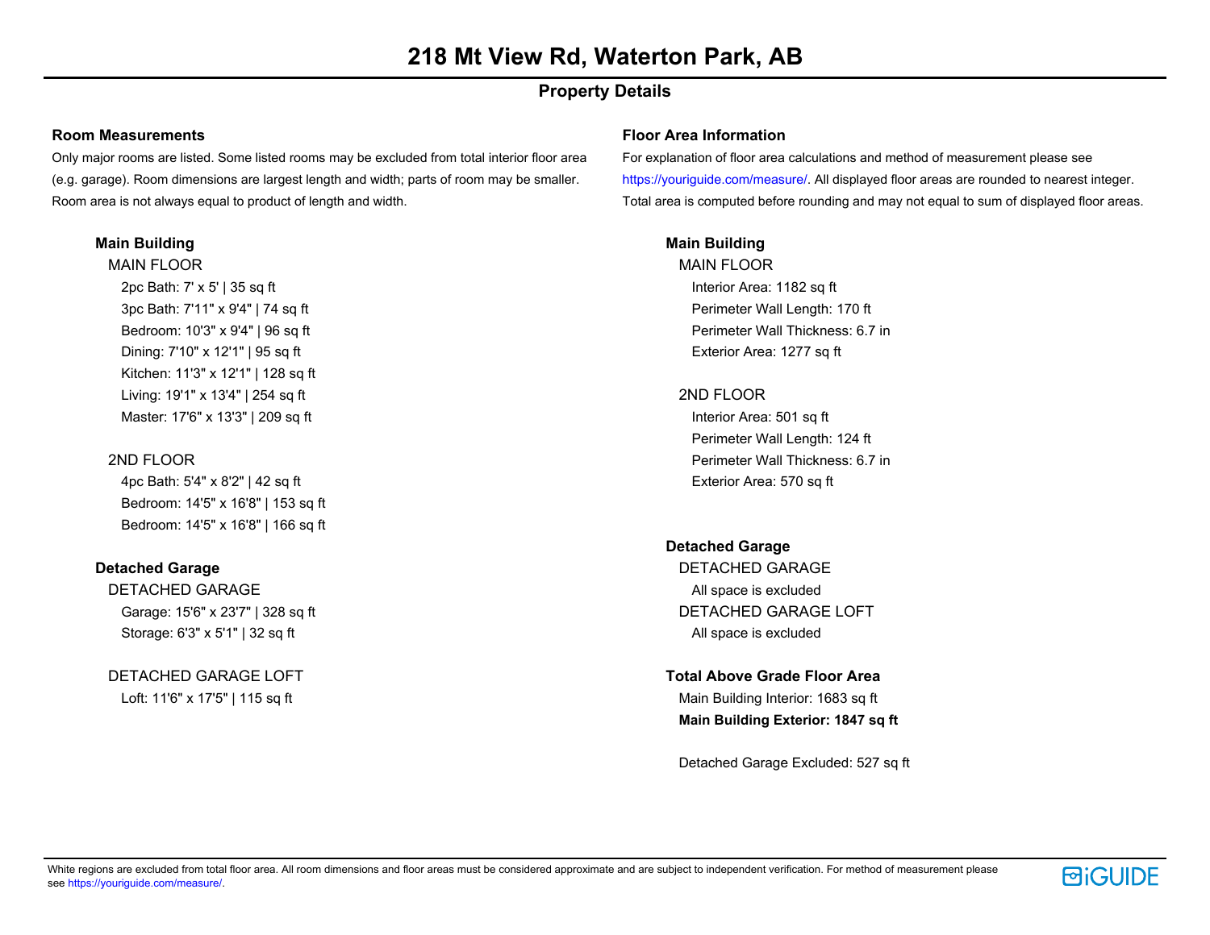# 218 Mt View Rd, Waterton Park, AB

## Property Details

### Room Measurements

Only major rooms are listed. Some listed rooms may be excluded from total interior floor area (e.g. garage). Room dimensions are largest length and width; parts of room may be smaller. Room area is not always equal to product of length and width.

**Main Building**

MAIN FLOOR

- 2pc Bath: 7' x 5' | 35 sq ft
- 3pc Bath: 7'11" x 9'4" | 74 sq ft
- Bedroom: 10'3" x 9'4" | 96 sq ft
- Dining: 7'10" x 12'1" | 95 sq ft
- Kitchen: 11'3" x 12'1" | 128 sq ft
- Living: 19'1" x 13'4" | 254 sq ft
- Master: 17'6" x 13'3" | 209 sq ft

2ND FLOOR

- 4pc Bath: 5'4" x 8'2" | 42 sq ft
- Bedroom: 14'5" x 16'8" | 153 sq ft
- Bedroom: 14'5" x 16'8" | 166 sq ft

**Detached Garage**

DETACHED GARAGE

- Garage: 15'6" x 23'7" | 328 sq ft
- Storage: 6'3" x 5'1" | 32 sq ft

DETACHED GARAGE LOFT

- Loft: 11'6" x 17'5" | 115 sq ft

### Floor Area Information

For explanation of floor area calculations and method of measurement please see https://youriguide.com/measure/. All displayed floor areas are rounded to nearest integer. Total area is computed before rounding and may not equal to sum of displayed floor areas.

**Main Building**

MAIN FLOOR

- Interior Area: 1182 sq ft
- Perimeter Wall Length: 170 ft
- Perimeter Wall Thickness: 6.7 in
- Exterior Area: 1277 sq ft

2ND FLOOR

- Interior Area: 501 sq ft
- Perimeter Wall Length: 124 ft
- Perimeter Wall Thickness: 6.7 in
- Exterior Area: 570 sq ft

**Detached Garage**

DETACHED GARAGE

- All space is excluded

DETACHED GARAGE LOFT

- All space is excluded

**Total Above Grade Floor Area**

Main Building Interior: 1683 sq ft

**Main Building Exterior: 1847 sq ft**

Detached Garage Excluded: 527 sq ft

White regions are excluded from total floor area. All room dimensions and floor areas must be considered approximate and are subject to independent verification. For method of measurement please see https://youriguide.com/measure/.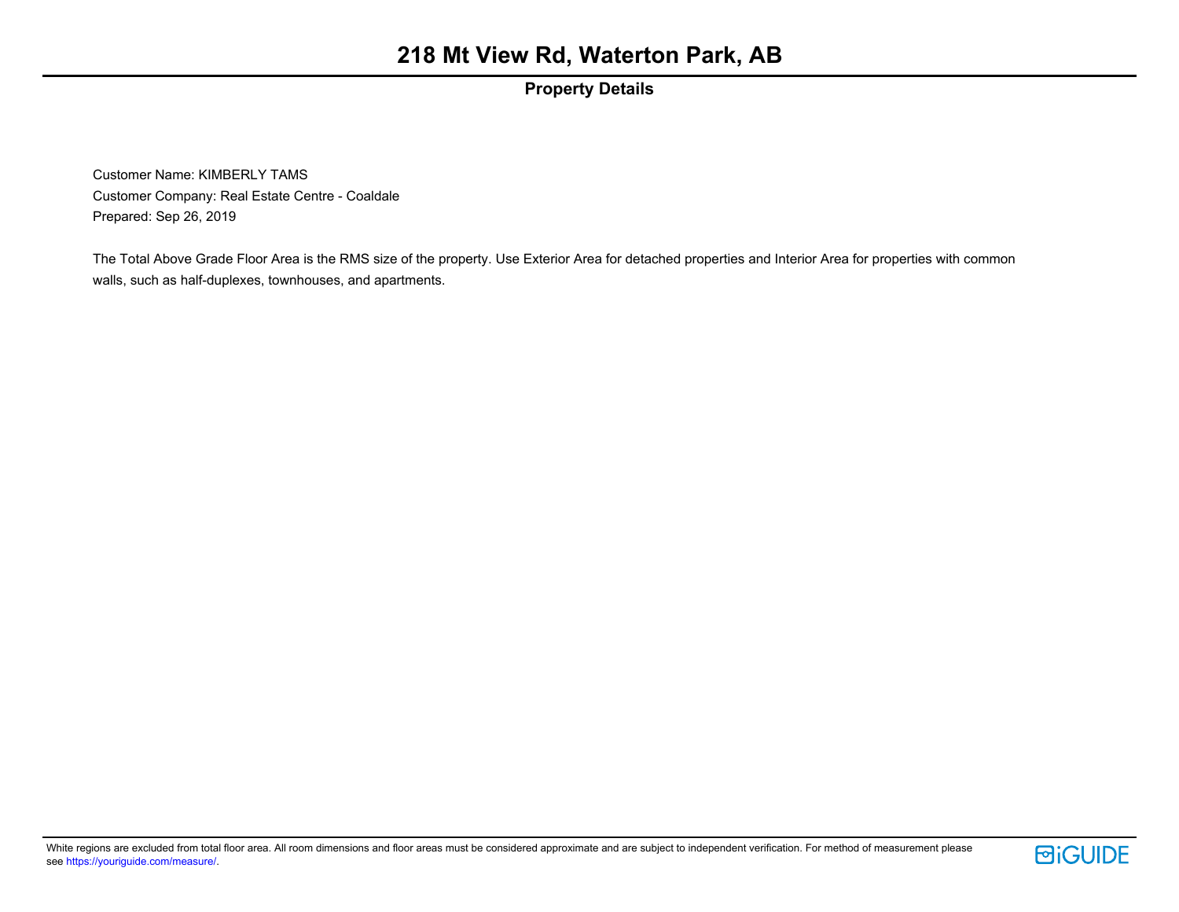# 218 Mt View Rd, Waterton Park, AB

## Property Details

Customer Name: KIMBERLY TAMS
Customer Company: Real Estate Centre - Coaldale
Prepared: Sep 26, 2019

The Total Above Grade Floor Area is the RMS size of the property. Use Exterior Area for detached properties and Interior Area for properties with common walls, such as half-duplexes, townhouses, and apartments.

White regions are excluded from total floor area. All room dimensions and floor areas must be considered approximate and are subject to independent verification. For method of measurement please see https://youriguide.com/measure/.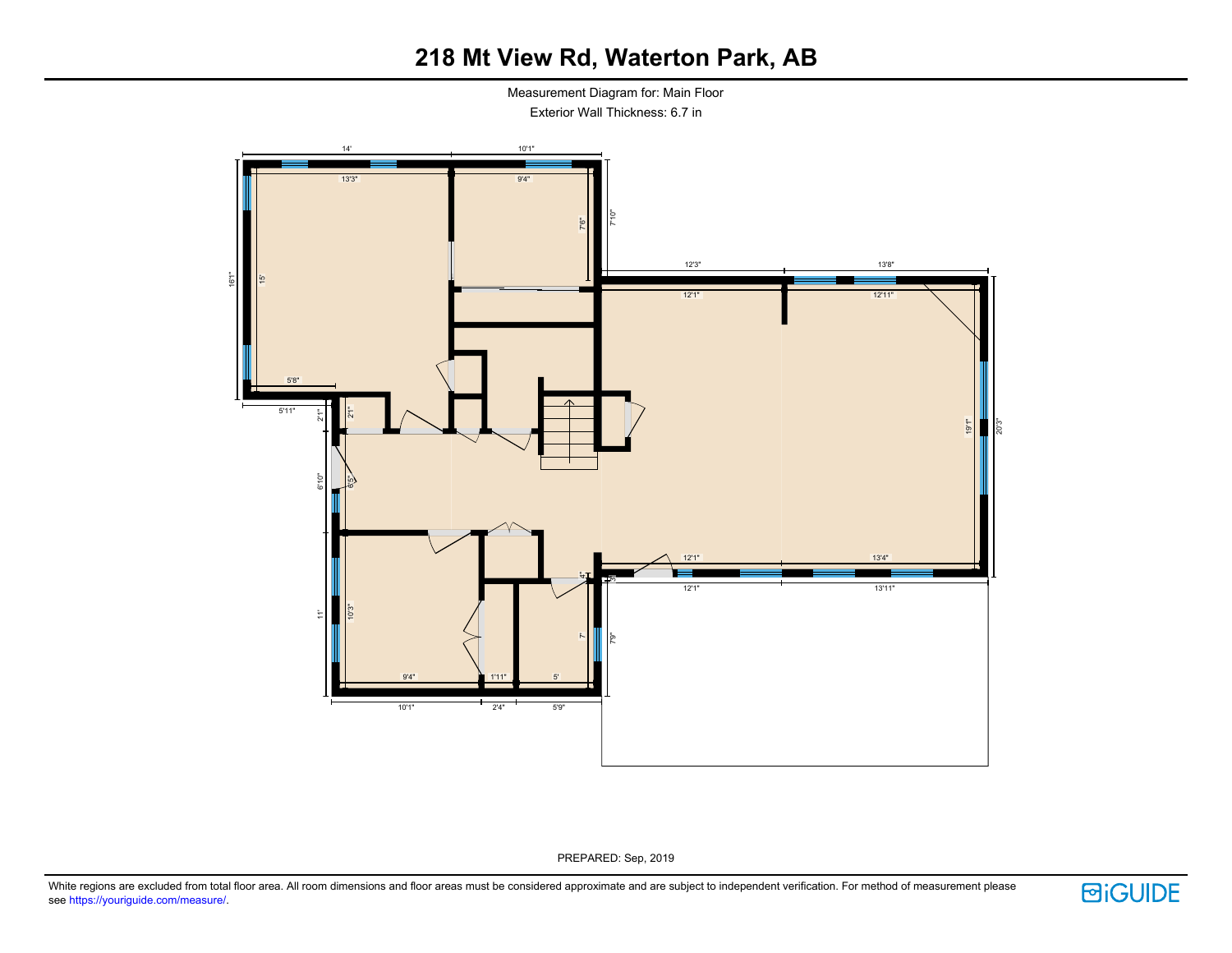# 218 Mt View Rd, Waterton Park, AB

Measurement Diagram for: Main Floor

Exterior Wall Thickness: 6.7 in

14' 10'1"

13'3" 9'4"

7'6" 7'10"

16'1" 15'

12'3" 13'8"

12'1" 12'11"

5'8"

5'11" 2'1" 2'1"

19'1" 20'3"

6'10" 6'5"

12'1" 13'4"

4" 3"

12'1" 13'11"

11' 10'3" 7' 7'9"

9'4" 1'11" 5'

10'1" 2'4" 5'9"

PREPARED: Sep, 2019

White regions are excluded from total floor area. All room dimensions and floor areas must be considered approximate and are subject to independent verification. For method of measurement please see https://youriguide.com/measure/.

iGUIDE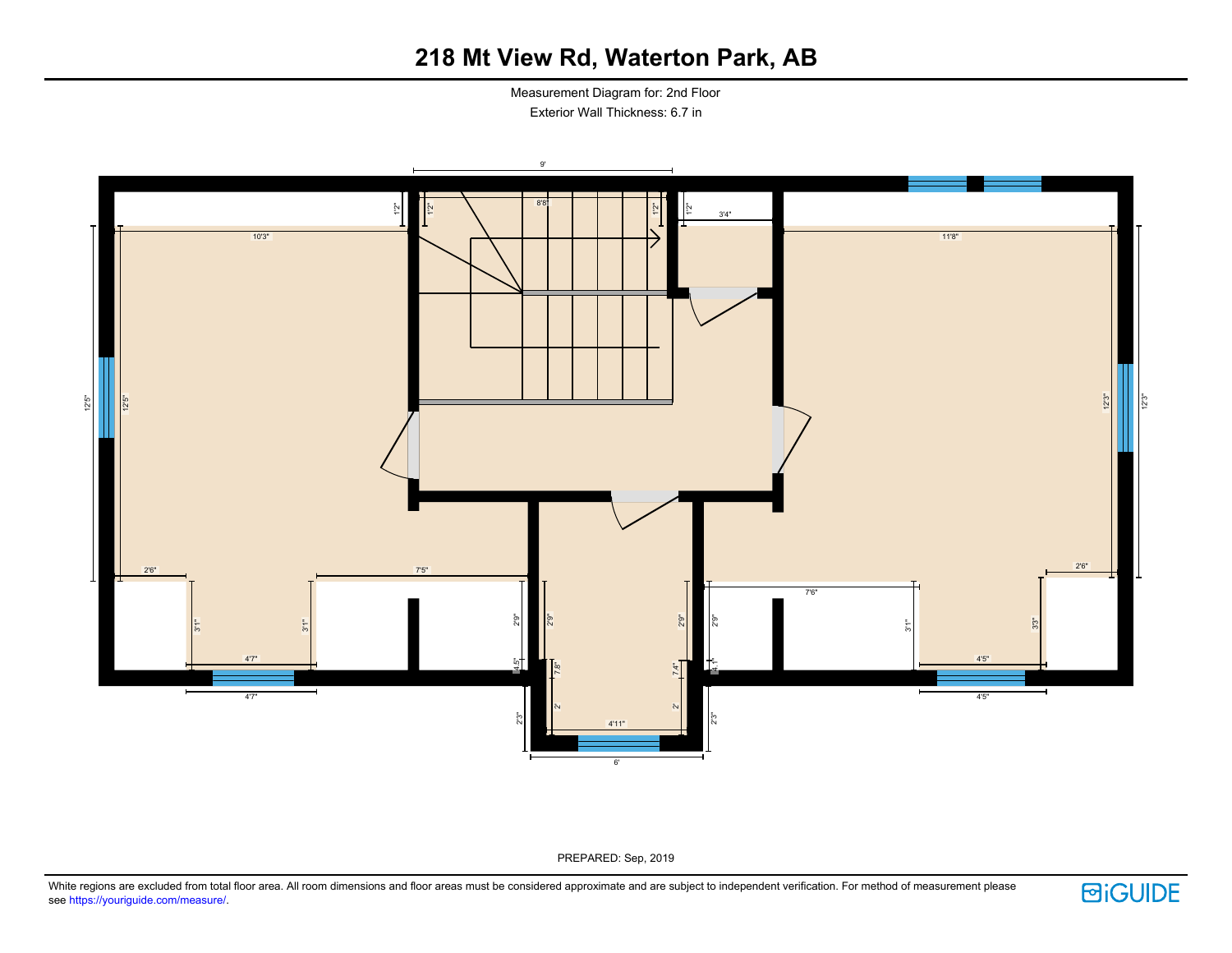# 218 Mt View Rd, Waterton Park, AB

Measurement Diagram for: 2nd Floor

Exterior Wall Thickness: 6.7 in

9'

8'8"

1'2" 1'2" 1'2" 1'2"

3'4"

10'3"

11'8"

12'5" 12'5"

12'3" 12'3"

2'6" 7'5"

7'6" 2'6"

3'1" 3'1" 2'9" 2'9" 2'9" 2'9" 3'1" 3'3"

4'7" 4'5"

4'5" 7'8" 7'4" 4'1"

2' 2'

4'7" 4'11" 4'5"

2'3" 2'3"

6'

PREPARED: Sep, 2019

White regions are excluded from total floor area. All room dimensions and floor areas must be considered approximate and are subject to independent verification. For method of measurement please see https://youriguide.com/measure/.

iGUIDE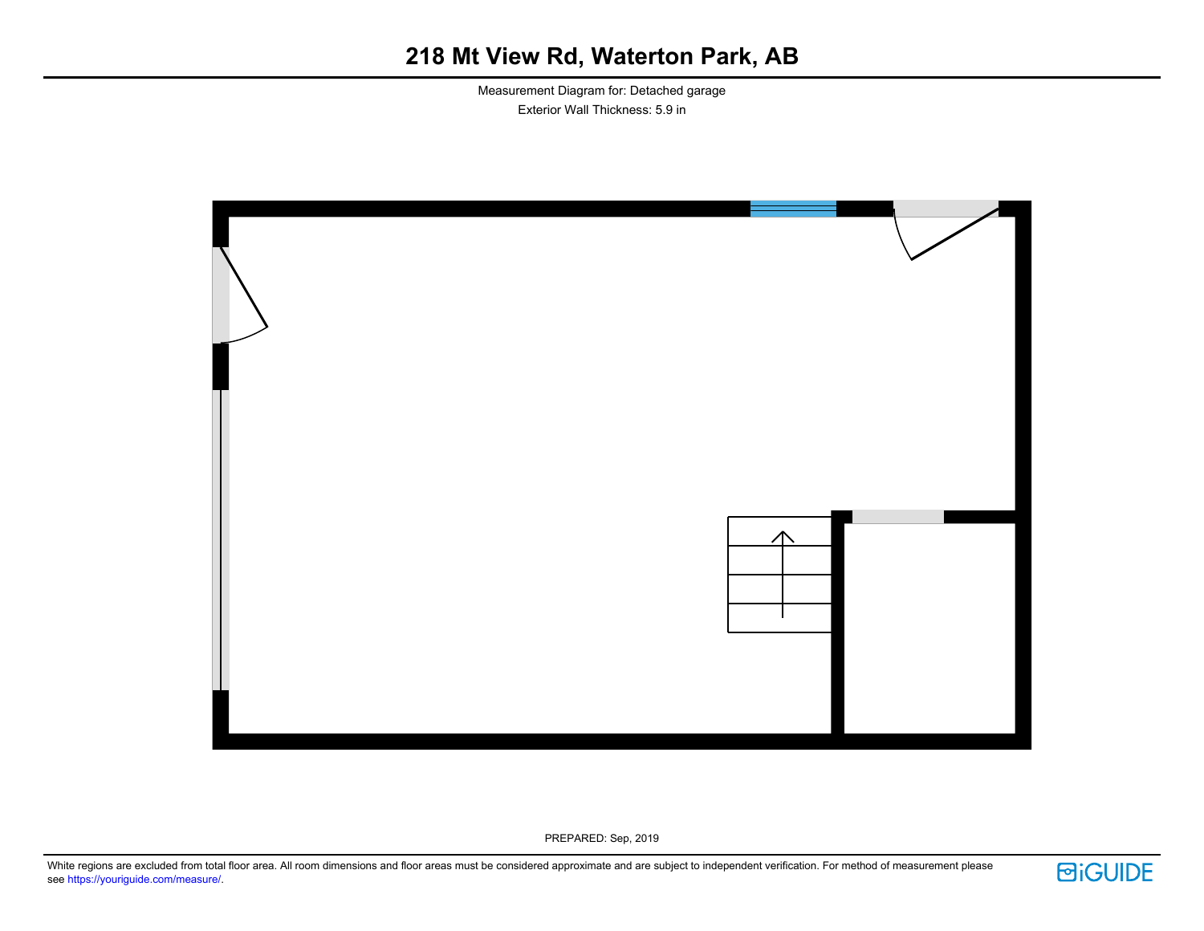# 218 Mt View Rd, Waterton Park, AB

Measurement Diagram for: Detached garage

Exterior Wall Thickness: 5.9 in

PREPARED: Sep, 2019

White regions are excluded from total floor area. All room dimensions and floor areas must be considered approximate and are subject to independent verification. For method of measurement please see https://youriguide.com/measure/.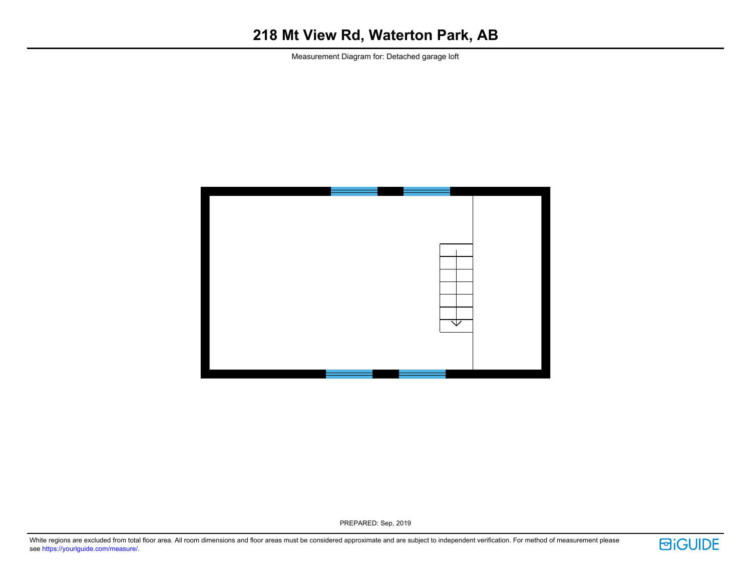# 218 Mt View Rd, Waterton Park, AB

Measurement Diagram for: Detached garage loft

PREPARED: Sep, 2019

White regions are excluded from total floor area. All room dimensions and floor areas must be considered approximate and are subject to independent verification. For method of measurement please see https://youriguide.com/measure/.

iGUIDE